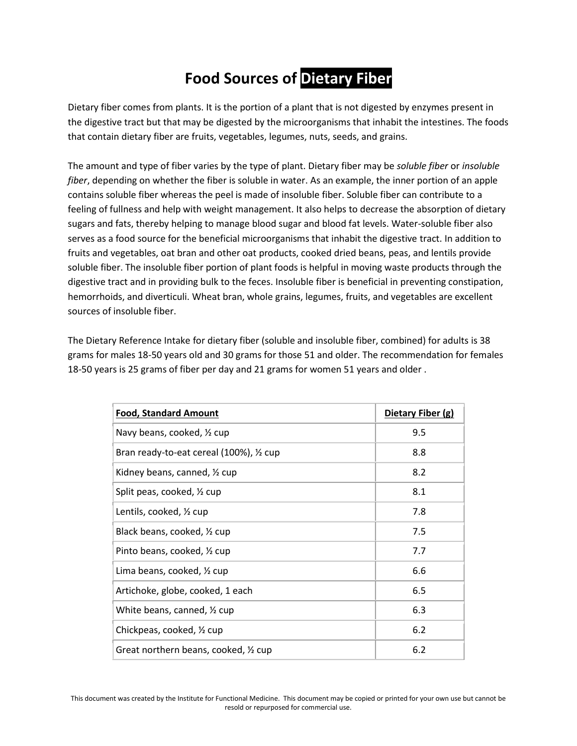# Food Sources of Dietary Fiber

Dietary fiber comes from plants. It is the portion of a plant that is not digested by enzymes present in the digestive tract but that may be digested by the microorganisms that inhabit the intestines. The foods that contain dietary fiber are fruits, vegetables, legumes, nuts, seeds, and grains.

The amount and type of fiber varies by the type of plant. Dietary fiber may be *soluble fiber* or *insoluble fiber*, depending on whether the fiber is soluble in water. As an example, the inner portion of an apple contains soluble fiber whereas the peel is made of insoluble fiber. Soluble fiber can contribute to a feeling of fullness and help with weight management. It also helps to decrease the absorption of dietary sugars and fats, thereby helping to manage blood sugar and blood fat levels. Water-soluble fiber also serves as a food source for the beneficial microorganisms that inhabit the digestive tract. In addition to fruits and vegetables, oat bran and other oat products, cooked dried beans, peas, and lentils provide soluble fiber. The insoluble fiber portion of plant foods is helpful in moving waste products through the digestive tract and in providing bulk to the feces. Insoluble fiber is beneficial in preventing constipation, hemorrhoids, and diverticuli. Wheat bran, whole grains, legumes, fruits, and vegetables are excellent sources of insoluble fiber.

The Dietary Reference Intake for dietary fiber (soluble and insoluble fiber, combined) for adults is 38 grams for males 18-50 years old and 30 grams for those 51 and older. The recommendation for females 18-50 years is 25 grams of fiber per day and 21 grams for women 51 years and older .

| Food, Standard Amount | Dietary Fiber (g) |
|---|---|
| Navy beans, cooked, ½ cup | 9.5 |
| Bran ready-to-eat cereal (100%), ½ cup | 8.8 |
| Kidney beans, canned, ½ cup | 8.2 |
| Split peas, cooked, ½ cup | 8.1 |
| Lentils, cooked, ½ cup | 7.8 |
| Black beans, cooked, ½ cup | 7.5 |
| Pinto beans, cooked, ½ cup | 7.7 |
| Lima beans, cooked, ½ cup | 6.6 |
| Artichoke, globe, cooked, 1 each | 6.5 |
| White beans, canned, ½ cup | 6.3 |
| Chickpeas, cooked, ½ cup | 6.2 |
| Great northern beans, cooked, ½ cup | 6.2 |

This document was created by the Institute for Functional Medicine. This document may be copied or printed for your own use but cannot be resold or repurposed for commercial use.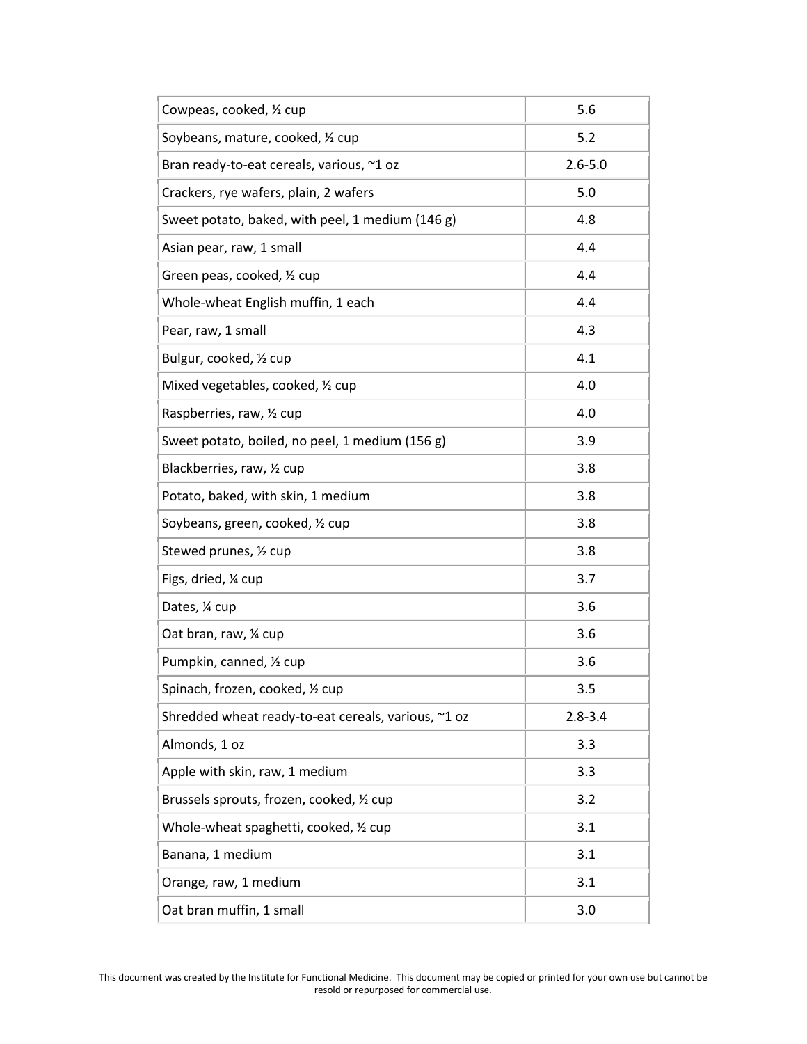| | |
|---|---|
| Cowpeas, cooked, ½ cup | 5.6 |
| Soybeans, mature, cooked, ½ cup | 5.2 |
| Bran ready-to-eat cereals, various, ~1 oz | 2.6-5.0 |
| Crackers, rye wafers, plain, 2 wafers | 5.0 |
| Sweet potato, baked, with peel, 1 medium (146 g) | 4.8 |
| Asian pear, raw, 1 small | 4.4 |
| Green peas, cooked, ½ cup | 4.4 |
| Whole-wheat English muffin, 1 each | 4.4 |
| Pear, raw, 1 small | 4.3 |
| Bulgur, cooked, ½ cup | 4.1 |
| Mixed vegetables, cooked, ½ cup | 4.0 |
| Raspberries, raw, ½ cup | 4.0 |
| Sweet potato, boiled, no peel, 1 medium (156 g) | 3.9 |
| Blackberries, raw, ½ cup | 3.8 |
| Potato, baked, with skin, 1 medium | 3.8 |
| Soybeans, green, cooked, ½ cup | 3.8 |
| Stewed prunes, ½ cup | 3.8 |
| Figs, dried, ¼ cup | 3.7 |
| Dates, ¼ cup | 3.6 |
| Oat bran, raw, ¼ cup | 3.6 |
| Pumpkin, canned, ½ cup | 3.6 |
| Spinach, frozen, cooked, ½ cup | 3.5 |
| Shredded wheat ready-to-eat cereals, various, ~1 oz | 2.8-3.4 |
| Almonds, 1 oz | 3.3 |
| Apple with skin, raw, 1 medium | 3.3 |
| Brussels sprouts, frozen, cooked, ½ cup | 3.2 |
| Whole-wheat spaghetti, cooked, ½ cup | 3.1 |
| Banana, 1 medium | 3.1 |
| Orange, raw, 1 medium | 3.1 |
| Oat bran muffin, 1 small | 3.0 |

This document was created by the Institute for Functional Medicine. This document may be copied or printed for your own use but cannot be resold or repurposed for commercial use.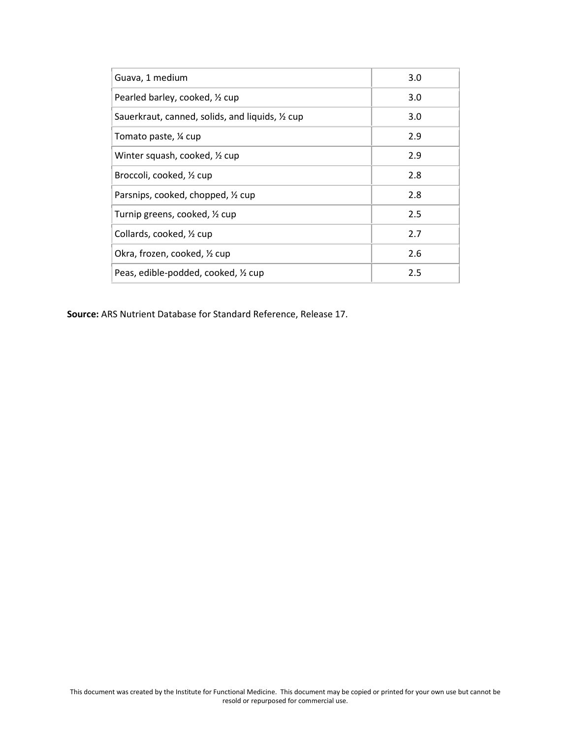| | |
|---|---|
| Guava, 1 medium | 3.0 |
| Pearled barley, cooked, ½ cup | 3.0 |
| Sauerkraut, canned, solids, and liquids, ½ cup | 3.0 |
| Tomato paste, ¼ cup | 2.9 |
| Winter squash, cooked, ½ cup | 2.9 |
| Broccoli, cooked, ½ cup | 2.8 |
| Parsnips, cooked, chopped, ½ cup | 2.8 |
| Turnip greens, cooked, ½ cup | 2.5 |
| Collards, cooked, ½ cup | 2.7 |
| Okra, frozen, cooked, ½ cup | 2.6 |
| Peas, edible-podded, cooked, ½ cup | 2.5 |

**Source:** ARS Nutrient Database for Standard Reference, Release 17.

This document was created by the Institute for Functional Medicine. This document may be copied or printed for your own use but cannot be resold or repurposed for commercial use.